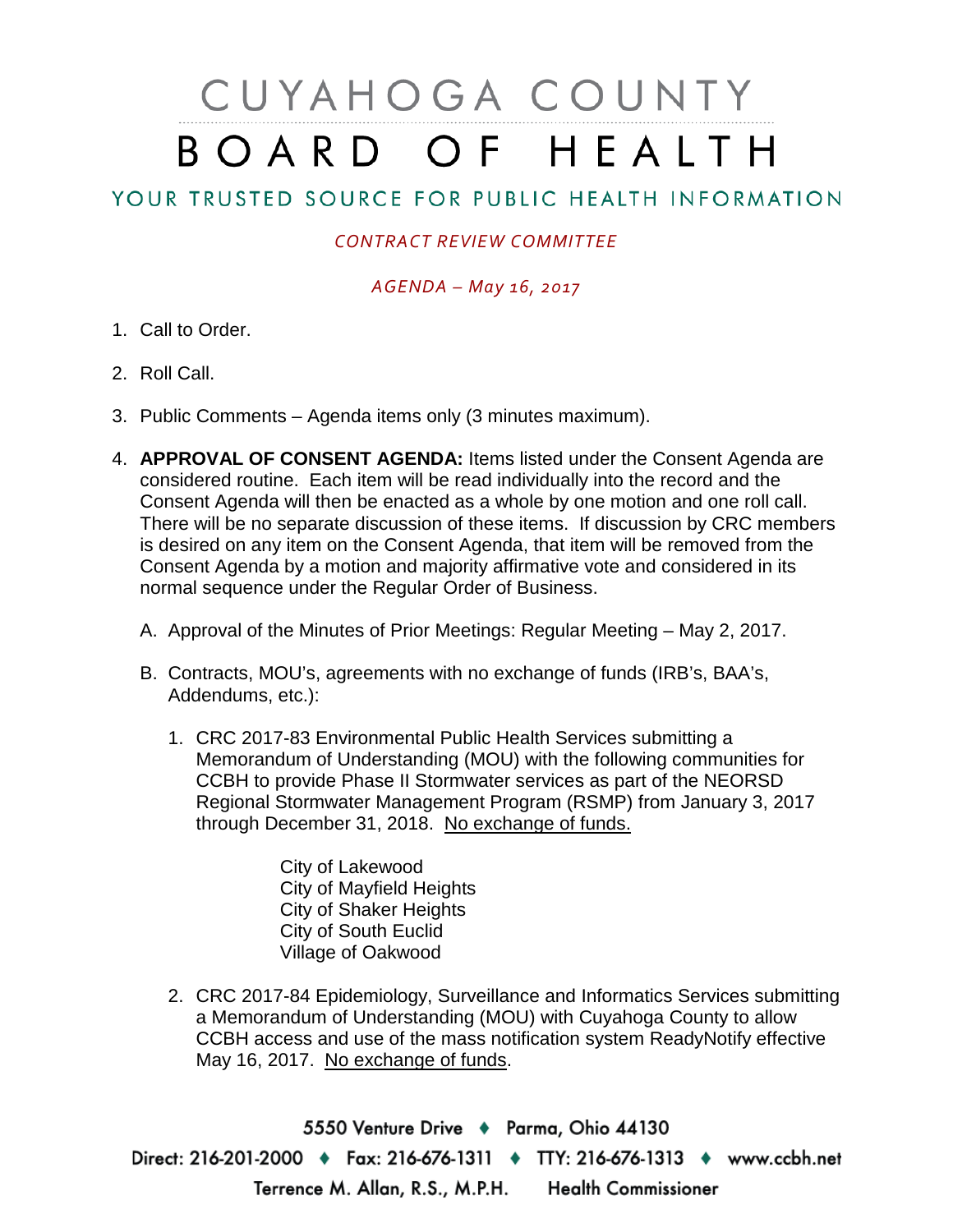# CUYAHOGA COUNTY BOARD OF HEALTH

## YOUR TRUSTED SOURCE FOR PUBLIC HEALTH INFORMATION

*CONTRACT REVIEW COMMITTEE*

*AGENDA – May 16, 2017*

1. Call to Order.
2. Roll Call.
3. Public Comments – Agenda items only (3 minutes maximum).
4. **APPROVAL OF CONSENT AGENDA:** Items listed under the Consent Agenda are considered routine. Each item will be read individually into the record and the Consent Agenda will then be enacted as a whole by one motion and one roll call. There will be no separate discussion of these items. If discussion by CRC members is desired on any item on the Consent Agenda, that item will be removed from the Consent Agenda by a motion and majority affirmative vote and considered in its normal sequence under the Regular Order of Business.

   A. Approval of the Minutes of Prior Meetings: Regular Meeting – May 2, 2017.

   B. Contracts, MOU's, agreements with no exchange of funds (IRB's, BAA's, Addendums, etc.):

      1. CRC 2017-83 Environmental Public Health Services submitting a Memorandum of Understanding (MOU) with the following communities for CCBH to provide Phase II Stormwater services as part of the NEORSD Regional Stormwater Management Program (RSMP) from January 3, 2017 through December 31, 2018. <u>No exchange of funds.</u>

         City of Lakewood  
         City of Mayfield Heights  
         City of Shaker Heights  
         City of South Euclid  
         Village of Oakwood

      2. CRC 2017-84 Epidemiology, Surveillance and Informatics Services submitting a Memorandum of Understanding (MOU) with Cuyahoga County to allow CCBH access and use of the mass notification system ReadyNotify effective May 16, 2017. <u>No exchange of funds</u>.

5550 Venture Drive ♦ Parma, Ohio 44130  
Direct: 216-201-2000 ♦ Fax: 216-676-1311 ♦ TTY: 216-676-1313 ♦ www.ccbh.net  
Terrence M. Allan, R.S., M.P.H. Health Commissioner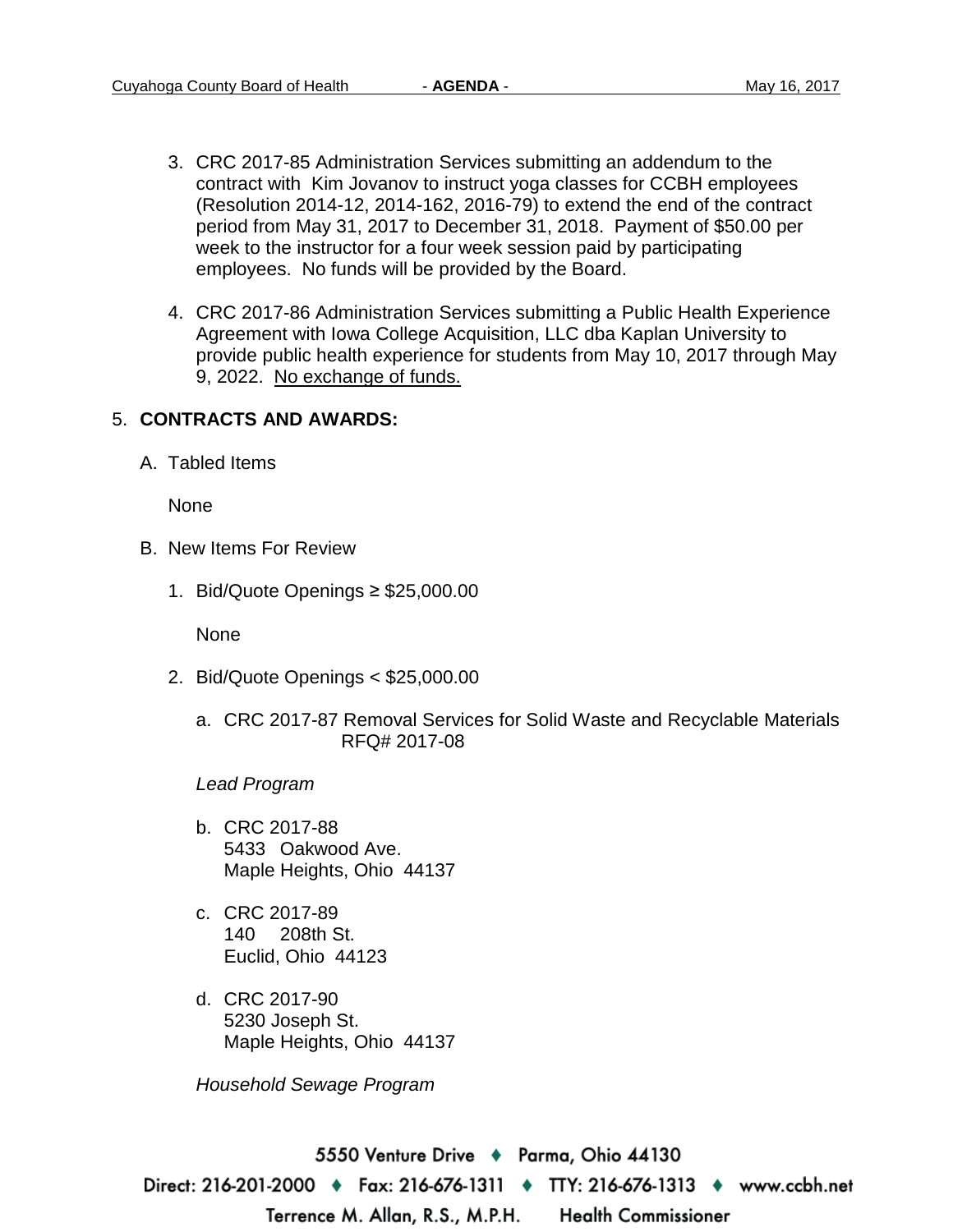3. CRC 2017-85 Administration Services submitting an addendum to the contract with Kim Jovanov to instruct yoga classes for CCBH employees (Resolution 2014-12, 2014-162, 2016-79) to extend the end of the contract period from May 31, 2017 to December 31, 2018. Payment of $50.00 per week to the instructor for a four week session paid by participating employees. No funds will be provided by the Board.

4. CRC 2017-86 Administration Services submitting a Public Health Experience Agreement with Iowa College Acquisition, LLC dba Kaplan University to provide public health experience for students from May 10, 2017 through May 9, 2022. No exchange of funds.

5. **CONTRACTS AND AWARDS:**

   A. Tabled Items

      None

   B. New Items For Review

      1. Bid/Quote Openings ≥ $25,000.00

         None

      2. Bid/Quote Openings < $25,000.00

         a. CRC 2017-87 Removal Services for Solid Waste and Recyclable Materials RFQ# 2017-08

         *Lead Program*

         b. CRC 2017-88
            5433 Oakwood Ave.
            Maple Heights, Ohio 44137

         c. CRC 2017-89
            140 208th St.
            Euclid, Ohio 44123

         d. CRC 2017-90
            5230 Joseph St.
            Maple Heights, Ohio 44137

         *Household Sewage Program*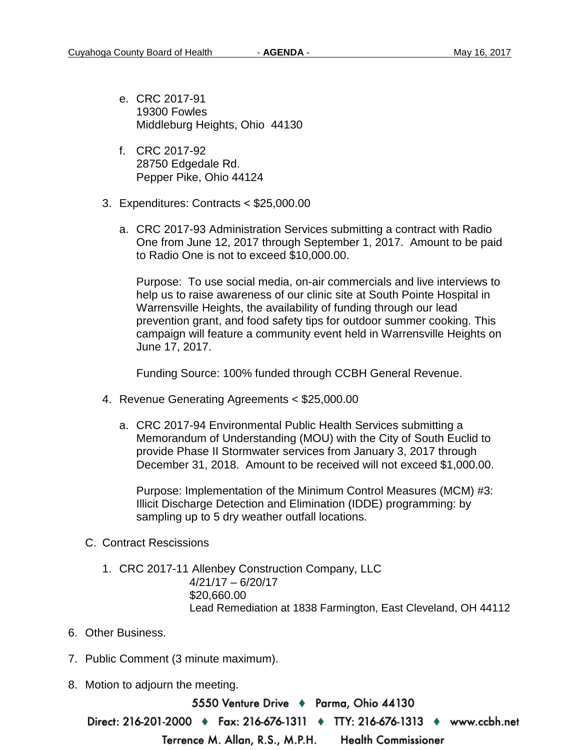e. CRC 2017-91
   19300 Fowles
   Middleburg Heights, Ohio 44130

f. CRC 2017-92
   28750 Edgedale Rd.
   Pepper Pike, Ohio 44124

3. Expenditures: Contracts < $25,000.00

   a. CRC 2017-93 Administration Services submitting a contract with Radio One from June 12, 2017 through September 1, 2017. Amount to be paid to Radio One is not to exceed $10,000.00.

      Purpose: To use social media, on-air commercials and live interviews to help us to raise awareness of our clinic site at South Pointe Hospital in Warrensville Heights, the availability of funding through our lead prevention grant, and food safety tips for outdoor summer cooking. This campaign will feature a community event held in Warrensville Heights on June 17, 2017.

      Funding Source: 100% funded through CCBH General Revenue.

4. Revenue Generating Agreements < $25,000.00

   a. CRC 2017-94 Environmental Public Health Services submitting a Memorandum of Understanding (MOU) with the City of South Euclid to provide Phase II Stormwater services from January 3, 2017 through December 31, 2018. Amount to be received will not exceed $1,000.00.

      Purpose: Implementation of the Minimum Control Measures (MCM) #3: Illicit Discharge Detection and Elimination (IDDE) programming: by sampling up to 5 dry weather outfall locations.

C. Contract Rescissions

1. CRC 2017-11 Allenbey Construction Company, LLC
   4/21/17 – 6/20/17
   $20,660.00
   Lead Remediation at 1838 Farmington, East Cleveland, OH 44112

6. Other Business.

7. Public Comment (3 minute maximum).

8. Motion to adjourn the meeting.